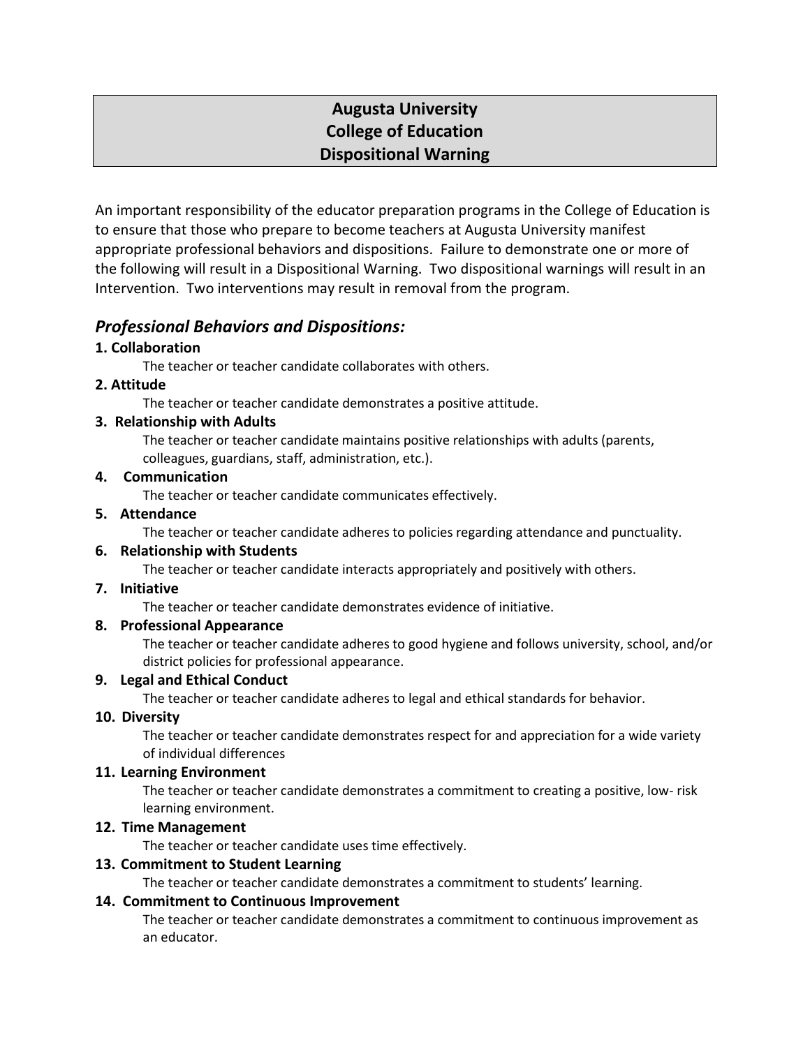# Augusta University
# College of Education
# Dispositional Warning

An important responsibility of the educator preparation programs in the College of Education is to ensure that those who prepare to become teachers at Augusta University manifest appropriate professional behaviors and dispositions. Failure to demonstrate one or more of the following will result in a Dispositional Warning. Two dispositional warnings will result in an Intervention. Two interventions may result in removal from the program.

## *Professional Behaviors and Dispositions:*

**1. Collaboration**

The teacher or teacher candidate collaborates with others.

**2. Attitude**

The teacher or teacher candidate demonstrates a positive attitude.

**3. Relationship with Adults**

The teacher or teacher candidate maintains positive relationships with adults (parents, colleagues, guardians, staff, administration, etc.).

**4. Communication**

The teacher or teacher candidate communicates effectively.

**5. Attendance**

The teacher or teacher candidate adheres to policies regarding attendance and punctuality.

**6. Relationship with Students**

The teacher or teacher candidate interacts appropriately and positively with others.

**7. Initiative**

The teacher or teacher candidate demonstrates evidence of initiative.

**8. Professional Appearance**

The teacher or teacher candidate adheres to good hygiene and follows university, school, and/or district policies for professional appearance.

**9. Legal and Ethical Conduct**

The teacher or teacher candidate adheres to legal and ethical standards for behavior.

**10. Diversity**

The teacher or teacher candidate demonstrates respect for and appreciation for a wide variety of individual differences

**11. Learning Environment**

The teacher or teacher candidate demonstrates a commitment to creating a positive, low- risk learning environment.

**12. Time Management**

The teacher or teacher candidate uses time effectively.

**13. Commitment to Student Learning**

The teacher or teacher candidate demonstrates a commitment to students' learning.

**14. Commitment to Continuous Improvement**

The teacher or teacher candidate demonstrates a commitment to continuous improvement as an educator.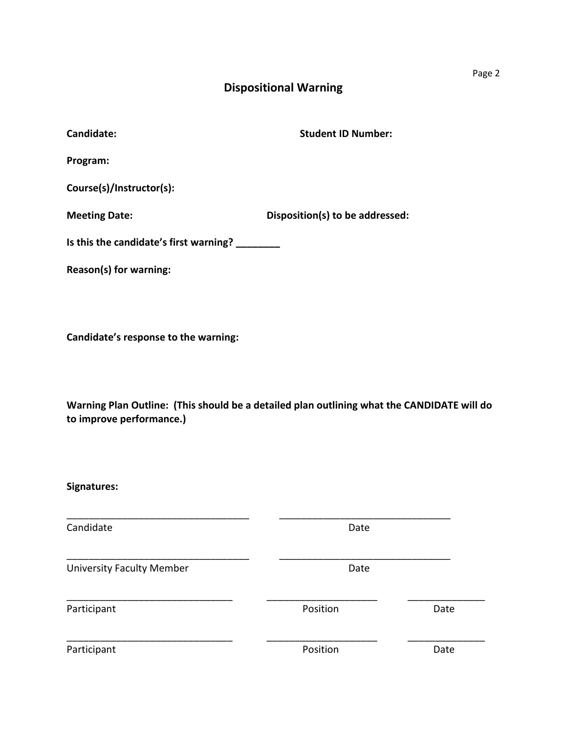# Dispositional Warning

**Candidate:** **Student ID Number:**

**Program:**

**Course(s)/Instructor(s):**

**Meeting Date:** **Disposition(s) to be addressed:**

**Is this the candidate's first warning? ________**

**Reason(s) for warning:**

**Candidate's response to the warning:**

**Warning Plan Outline: (This should be a detailed plan outlining what the CANDIDATE will do to improve performance.)**

**Signatures:**

_________________________________ _______________________________
Candidate Date

_________________________________ _______________________________
University Faculty Member Date

______________________________ ____________________ ______________
Participant Position Date

______________________________ ____________________ ______________
Participant Position Date